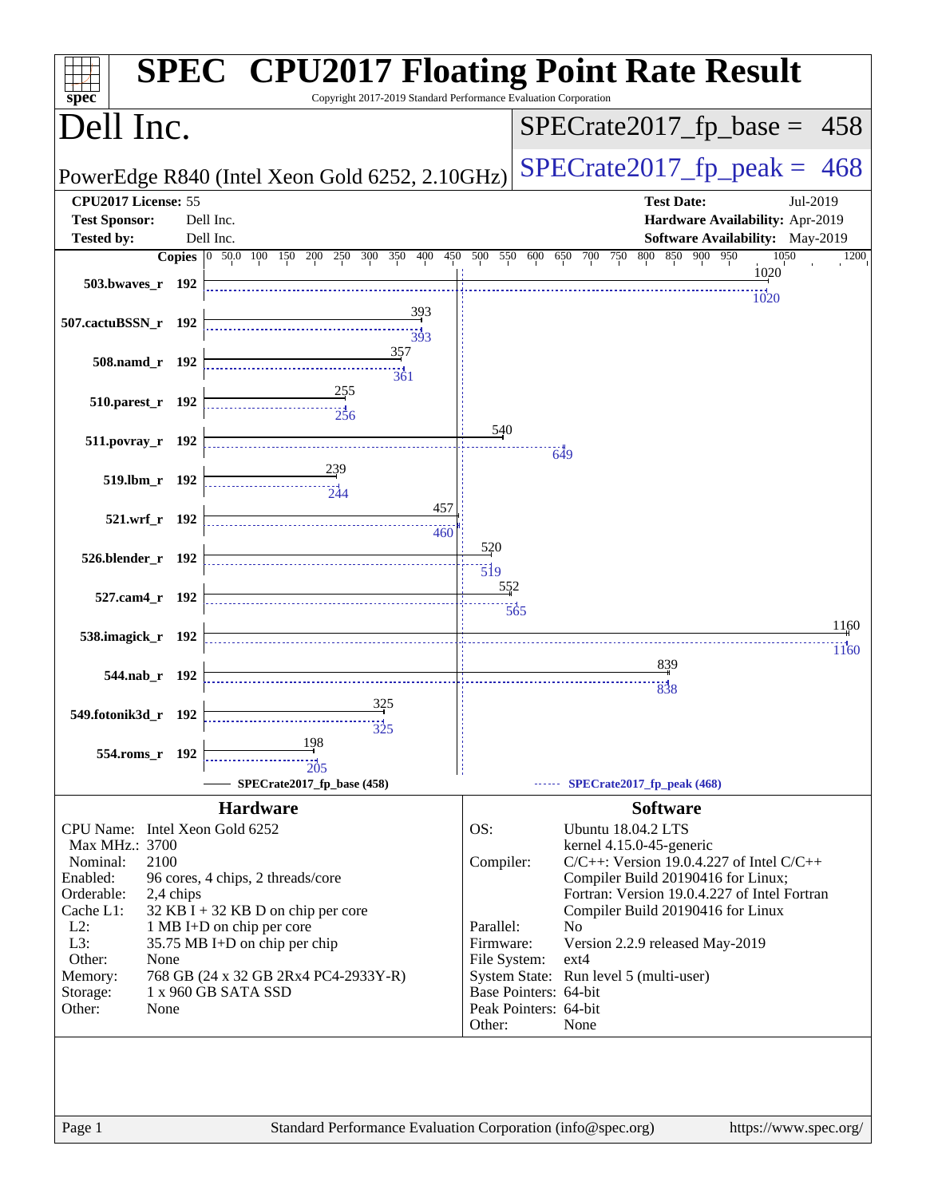# SPEC CPU2017 Floating Point Rate Result

Copyright 2017-2019 Standard Performance Evaluation Corporation

## Dell Inc.

PowerEdge R840 (Intel Xeon Gold 6252, 2.10GHz)

SPECrate2017_fp_base = 458

SPECrate2017_fp_peak = 468

| | | | |
|---|---|---|---|
| **CPU2017 License:** | 55 | **Test Date:** | Jul-2019 |
| **Test Sponsor:** | Dell Inc. | **Hardware Availability:** | Apr-2019 |
| **Tested by:** | Dell Inc. | **Software Availability:** | May-2019 |

| Benchmark | Copies | Base | Peak |
|---|---|---|---|
| 503.bwaves_r | 192 | 1020 | 1020 |
| 507.cactuBSSN_r | 192 | 393 | 393 |
| 508.namd_r | 192 | 357 | 361 |
| 510.parest_r | 192 | 255 | 256 |
| 511.povray_r | 192 | 540 | 649 |
| 519.lbm_r | 192 | 239 | 244 |
| 521.wrf_r | 192 | 457 | 460 |
| 526.blender_r | 192 | 520 | 519 |
| 527.cam4_r | 192 | 552 | 565 |
| 538.imagick_r | 192 | 1160 | 1160 |
| 544.nab_r | 192 | 839 | 838 |
| 549.fotonik3d_r | 192 | 325 | 325 |
| 554.roms_r | 192 | 198 | 205 |

SPECrate2017_fp_base (458) — SPECrate2017_fp_peak (468)

### Hardware

| | |
|---|---|
| CPU Name: | Intel Xeon Gold 6252 |
| Max MHz.: | 3700 |
| Nominal: | 2100 |
| Enabled: | 96 cores, 4 chips, 2 threads/core |
| Orderable: | 2,4 chips |
| Cache L1: | 32 KB I + 32 KB D on chip per core |
| L2: | 1 MB I+D on chip per core |
| L3: | 35.75 MB I+D on chip per chip |
| Other: | None |
| Memory: | 768 GB (24 x 32 GB 2Rx4 PC4-2933Y-R) |
| Storage: | 1 x 960 GB SATA SSD |
| Other: | None |

### Software

| | |
|---|---|
| OS: | Ubuntu 18.04.2 LTS kernel 4.15.0-45-generic |
| Compiler: | C/C++: Version 19.0.4.227 of Intel C/C++ Compiler Build 20190416 for Linux; Fortran: Version 19.0.4.227 of Intel Fortran Compiler Build 20190416 for Linux |
| Parallel: | No |
| Firmware: | Version 2.2.9 released May-2019 |
| File System: | ext4 |
| System State: | Run level 5 (multi-user) |
| Base Pointers: | 64-bit |
| Peak Pointers: | 64-bit |
| Other: | None |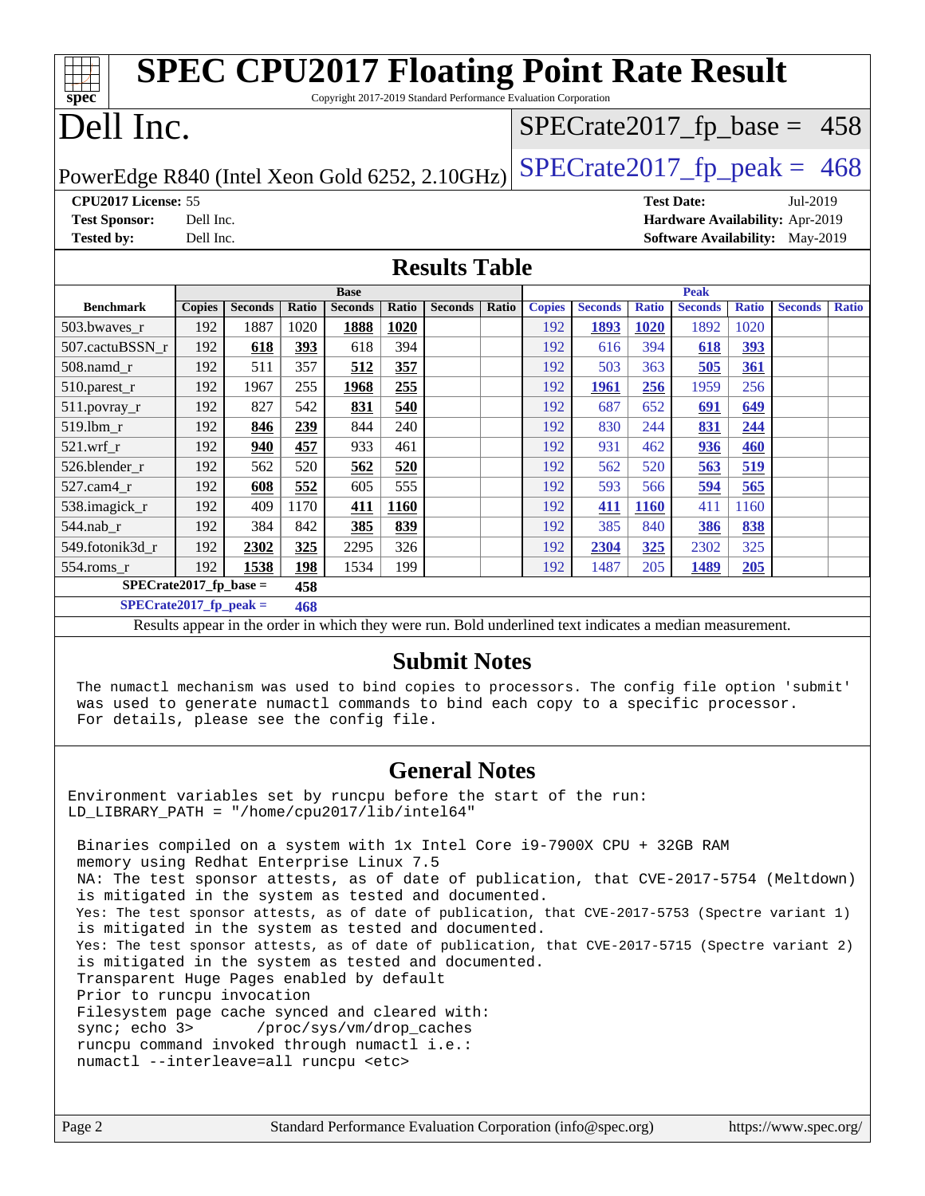# SPEC CPU2017 Floating Point Rate Result

Copyright 2017-2019 Standard Performance Evaluation Corporation

## Dell Inc.

PowerEdge R840 (Intel Xeon Gold 6252, 2.10GHz)

SPECrate2017_fp_base = 458

SPECrate2017_fp_peak = 468

**CPU2017 License:** 55
**Test Sponsor:** Dell Inc.
**Tested by:** Dell Inc.

**Test Date:** Jul-2019
**Hardware Availability:** Apr-2019
**Software Availability:** May-2019

## Results Table

| Benchmark | Base | | | | | | | Peak | | | | | | |
|---|---|---|---|---|---|---|---|---|---|---|---|---|---|---|
| | Copies | Seconds | Ratio | Seconds | Ratio | Seconds | Ratio | Copies | Seconds | Ratio | Seconds | Ratio | Seconds | Ratio |
| 503.bwaves_r | 192 | 1887 | 1020 | **1888** | **1020** | | | 192 | **1893** | **1020** | 1892 | 1020 | | |
| 507.cactuBSSN_r | 192 | **618** | **393** | 618 | 394 | | | 192 | 616 | 394 | **618** | **393** | | |
| 508.namd_r | 192 | 511 | 357 | **512** | **357** | | | 192 | 503 | 363 | **505** | **361** | | |
| 510.parest_r | 192 | 1967 | 255 | **1968** | **255** | | | 192 | **1961** | **256** | 1959 | 256 | | |
| 511.povray_r | 192 | 827 | 542 | **831** | **540** | | | 192 | 687 | 652 | **691** | **649** | | |
| 519.lbm_r | 192 | **846** | **239** | 844 | 240 | | | 192 | 830 | 244 | **831** | **244** | | |
| 521.wrf_r | 192 | **940** | **457** | 933 | 461 | | | 192 | 931 | 462 | **936** | **460** | | |
| 526.blender_r | 192 | 562 | 520 | **562** | **520** | | | 192 | 562 | 520 | **563** | **519** | | |
| 527.cam4_r | 192 | **608** | **552** | 605 | 555 | | | 192 | 593 | 566 | **594** | **565** | | |
| 538.imagick_r | 192 | 409 | 1170 | **411** | **1160** | | | 192 | **411** | **1160** | 411 | 1160 | | |
| 544.nab_r | 192 | 384 | 842 | **385** | **839** | | | 192 | 385 | 840 | **386** | **838** | | |
| 549.fotonik3d_r | 192 | **2302** | **325** | 2295 | 326 | | | 192 | **2304** | **325** | 2302 | 325 | | |
| 554.roms_r | 192 | **1538** | **198** | 1534 | 199 | | | 192 | 1487 | 205 | **1489** | **205** | | |

**SPECrate2017_fp_base = 458**

**SPECrate2017_fp_peak = 468**

Results appear in the order in which they were run. Bold underlined text indicates a median measurement.

## Submit Notes

```
The numactl mechanism was used to bind copies to processors. The config file option 'submit'
was used to generate numactl commands to bind each copy to a specific processor.
For details, please see the config file.
```

## General Notes

```
Environment variables set by runcpu before the start of the run:
LD_LIBRARY_PATH = "/home/cpu2017/lib/intel64"

 Binaries compiled on a system with 1x Intel Core i9-7900X CPU + 32GB RAM
 memory using Redhat Enterprise Linux 7.5
 NA: The test sponsor attests, as of date of publication, that CVE-2017-5754 (Meltdown)
 is mitigated in the system as tested and documented.
 Yes: The test sponsor attests, as of date of publication, that CVE-2017-5753 (Spectre variant 1)
 is mitigated in the system as tested and documented.
 Yes: The test sponsor attests, as of date of publication, that CVE-2017-5715 (Spectre variant 2)
 is mitigated in the system as tested and documented.
 Transparent Huge Pages enabled by default
 Prior to runcpu invocation
 Filesystem page cache synced and cleared with:
 sync; echo 3>       /proc/sys/vm/drop_caches
 runcpu command invoked through numactl i.e.:
 numactl --interleave=all runcpu <etc>
```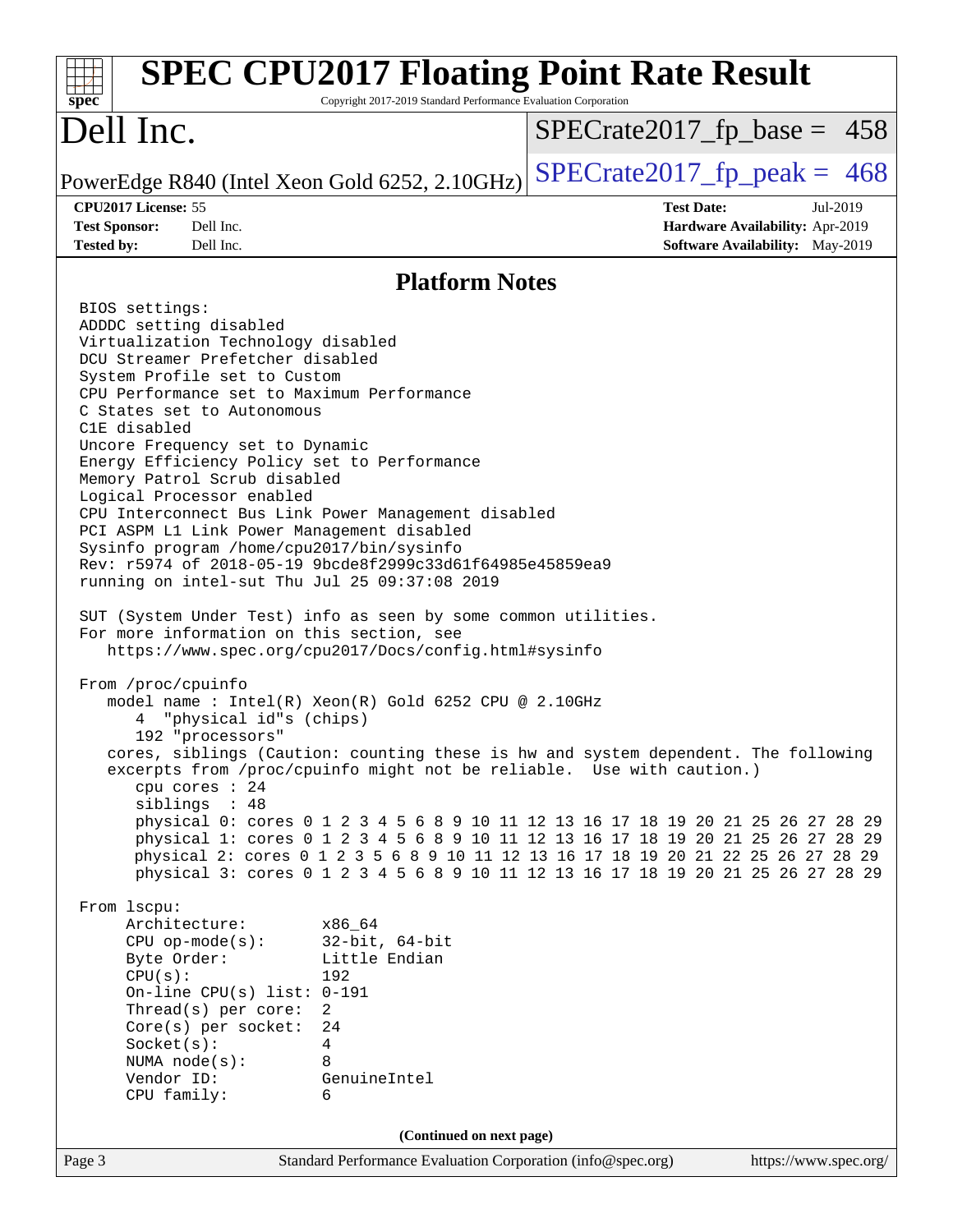# SPEC CPU2017 Floating Point Rate Result

Copyright 2017-2019 Standard Performance Evaluation Corporation

## Dell Inc.

PowerEdge R840 (Intel Xeon Gold 6252, 2.10GHz)

SPECrate2017_fp_base = 458

SPECrate2017_fp_peak = 468

**CPU2017 License:** 55
**Test Sponsor:** Dell Inc.
**Tested by:** Dell Inc.

**Test Date:** Jul-2019
**Hardware Availability:** Apr-2019
**Software Availability:** May-2019

## Platform Notes

```
BIOS settings:
ADDDC setting disabled
Virtualization Technology disabled
DCU Streamer Prefetcher disabled
System Profile set to Custom
CPU Performance set to Maximum Performance
C States set to Autonomous
C1E disabled
Uncore Frequency set to Dynamic
Energy Efficiency Policy set to Performance
Memory Patrol Scrub disabled
Logical Processor enabled
CPU Interconnect Bus Link Power Management disabled
PCI ASPM L1 Link Power Management disabled
Sysinfo program /home/cpu2017/bin/sysinfo
Rev: r5974 of 2018-05-19 9bcde8f2999c33d61f64985e45859ea9
running on intel-sut Thu Jul 25 09:37:08 2019

SUT (System Under Test) info as seen by some common utilities.
For more information on this section, see
   https://www.spec.org/cpu2017/Docs/config.html#sysinfo

From /proc/cpuinfo
   model name : Intel(R) Xeon(R) Gold 6252 CPU @ 2.10GHz
      4  "physical id"s (chips)
      192 "processors"
   cores, siblings (Caution: counting these is hw and system dependent. The following
   excerpts from /proc/cpuinfo might not be reliable.  Use with caution.)
      cpu cores : 24
      siblings  : 48
      physical 0: cores 0 1 2 3 4 5 6 8 9 10 11 12 13 16 17 18 19 20 21 25 26 27 28 29
      physical 1: cores 0 1 2 3 4 5 6 8 9 10 11 12 13 16 17 18 19 20 21 25 26 27 28 29
      physical 2: cores 0 1 2 3 5 6 8 9 10 11 12 13 16 17 18 19 20 21 22 25 26 27 28 29
      physical 3: cores 0 1 2 3 4 5 6 8 9 10 11 12 13 16 17 18 19 20 21 25 26 27 28 29

From lscpu:
     Architecture:        x86_64
     CPU op-mode(s):      32-bit, 64-bit
     Byte Order:          Little Endian
     CPU(s):              192
     On-line CPU(s) list: 0-191
     Thread(s) per core:  2
     Core(s) per socket:  24
     Socket(s):           4
     NUMA node(s):        8
     Vendor ID:           GenuineIntel
     CPU family:          6
```

(Continued on next page)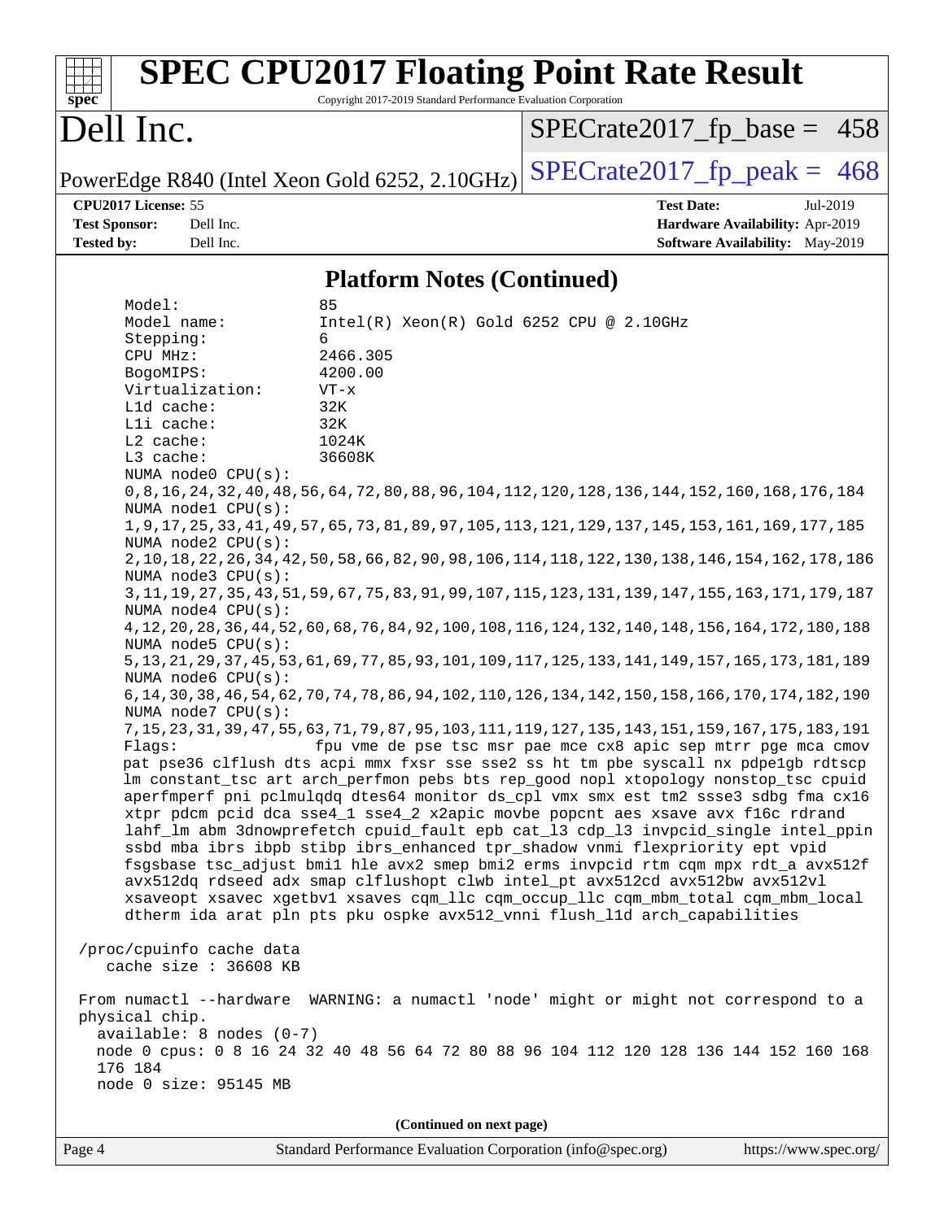## Platform Notes (Continued)

```
    Model:                 85
    Model name:            Intel(R) Xeon(R) Gold 6252 CPU @ 2.10GHz
    Stepping:              6
    CPU MHz:               2466.305
    BogoMIPS:              4200.00
    Virtualization:        VT-x
    L1d cache:             32K
    L1i cache:             32K
    L2 cache:              1024K
    L3 cache:              36608K
    NUMA node0 CPU(s):
    0,8,16,24,32,40,48,56,64,72,80,88,96,104,112,120,128,136,144,152,160,168,176,184
    NUMA node1 CPU(s):
    1,9,17,25,33,41,49,57,65,73,81,89,97,105,113,121,129,137,145,153,161,169,177,185
    NUMA node2 CPU(s):
    2,10,18,22,26,34,42,50,58,66,82,90,98,106,114,118,122,130,138,146,154,162,178,186
    NUMA node3 CPU(s):
    3,11,19,27,35,43,51,59,67,75,83,91,99,107,115,123,131,139,147,155,163,171,179,187
    NUMA node4 CPU(s):
    4,12,20,28,36,44,52,60,68,76,84,92,100,108,116,124,132,140,148,156,164,172,180,188
    NUMA node5 CPU(s):
    5,13,21,29,37,45,53,61,69,77,85,93,101,109,117,125,133,141,149,157,165,173,181,189
    NUMA node6 CPU(s):
    6,14,30,38,46,54,62,70,74,78,86,94,102,110,126,134,142,150,158,166,170,174,182,190
    NUMA node7 CPU(s):
    7,15,23,31,39,47,55,63,71,79,87,95,103,111,119,127,135,143,151,159,167,175,183,191
    Flags:                 fpu vme de pse tsc msr pae mce cx8 apic sep mtrr pge mca cmov
    pat pse36 clflush dts acpi mmx fxsr sse sse2 ss ht tm pbe syscall nx pdpe1gb rdtscp
    lm constant_tsc art arch_perfmon pebs bts rep_good nopl xtopology nonstop_tsc cpuid
    aperfmperf pni pclmulqdq dtes64 monitor ds_cpl vmx smx est tm2 ssse3 sdbg fma cx16
    xtpr pdcm pcid dca sse4_1 sse4_2 x2apic movbe popcnt aes xsave avx f16c rdrand
    lahf_lm abm 3dnowprefetch cpuid_fault epb cat_l3 cdp_l3 invpcid_single intel_ppin
    ssbd mba ibrs ibpb stibp ibrs_enhanced tpr_shadow vnmi flexpriority ept vpid
    fsgsbase tsc_adjust bmi1 hle avx2 smep bmi2 erms invpcid rtm cqm mpx rdt_a avx512f
    avx512dq rdseed adx smap clflushopt clwb intel_pt avx512cd avx512bw avx512vl
    xsaveopt xsavec xgetbv1 xsaves cqm_llc cqm_occup_llc cqm_mbm_total cqm_mbm_local
    dtherm ida arat pln pts pku ospke avx512_vnni flush_l1d arch_capabilities

 /proc/cpuinfo cache data
    cache size : 36608 KB

 From numactl --hardware  WARNING: a numactl 'node' might or might not correspond to a
 physical chip.
   available: 8 nodes (0-7)
   node 0 cpus: 0 8 16 24 32 40 48 56 64 72 80 88 96 104 112 120 128 136 144 152 160 168
   176 184
   node 0 size: 95145 MB
```

(Continued on next page)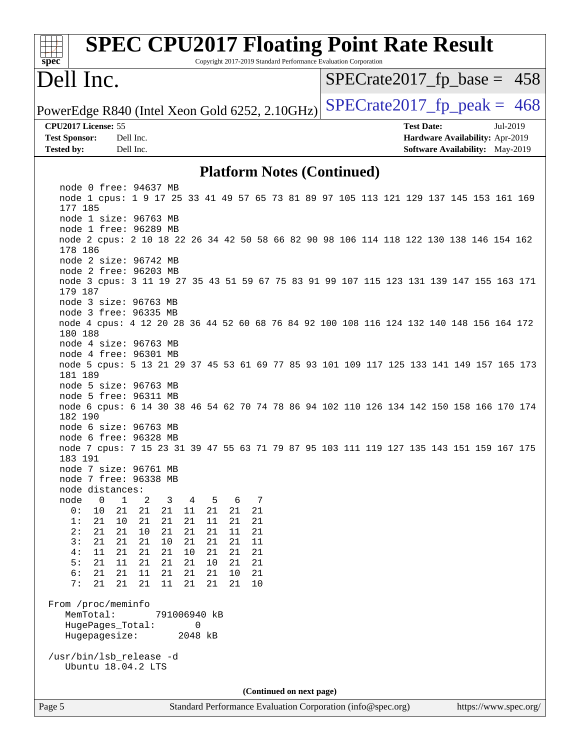## Platform Notes (Continued)

```
  node 0 free: 94637 MB
  node 1 cpus: 1 9 17 25 33 41 49 57 65 73 81 89 97 105 113 121 129 137 145 153 161 169
  177 185
  node 1 size: 96763 MB
  node 1 free: 96289 MB
  node 2 cpus: 2 10 18 22 26 34 42 50 58 66 82 90 98 106 114 118 122 130 138 146 154 162
  178 186
  node 2 size: 96742 MB
  node 2 free: 96203 MB
  node 3 cpus: 3 11 19 27 35 43 51 59 67 75 83 91 99 107 115 123 131 139 147 155 163 171
  179 187
  node 3 size: 96763 MB
  node 3 free: 96335 MB
  node 4 cpus: 4 12 20 28 36 44 52 60 68 76 84 92 100 108 116 124 132 140 148 156 164 172
  180 188
  node 4 size: 96763 MB
  node 4 free: 96301 MB
  node 5 cpus: 5 13 21 29 37 45 53 61 69 77 85 93 101 109 117 125 133 141 149 157 165 173
  181 189
  node 5 size: 96763 MB
  node 5 free: 96311 MB
  node 6 cpus: 6 14 30 38 46 54 62 70 74 78 86 94 102 110 126 134 142 150 158 166 170 174
  182 190
  node 6 size: 96763 MB
  node 6 free: 96328 MB
  node 7 cpus: 7 15 23 31 39 47 55 63 71 79 87 95 103 111 119 127 135 143 151 159 167 175
  183 191
  node 7 size: 96761 MB
  node 7 free: 96338 MB
  node distances:
  node   0   1   2   3   4   5   6   7
    0:  10  21  21  21  11  21  21  21
    1:  21  10  21  21  21  11  21  21
    2:  21  21  10  21  21  21  11  21
    3:  21  21  21  10  21  21  21  11
    4:  11  21  21  21  10  21  21  21
    5:  21  11  21  21  21  10  21  21
    6:  21  21  11  21  21  21  10  21
    7:  21  21  21  11  21  21  21  10

From /proc/meminfo
   MemTotal:       791006940 kB
   HugePages_Total:       0
   Hugepagesize:       2048 kB

/usr/bin/lsb_release -d
   Ubuntu 18.04.2 LTS
```

(Continued on next page)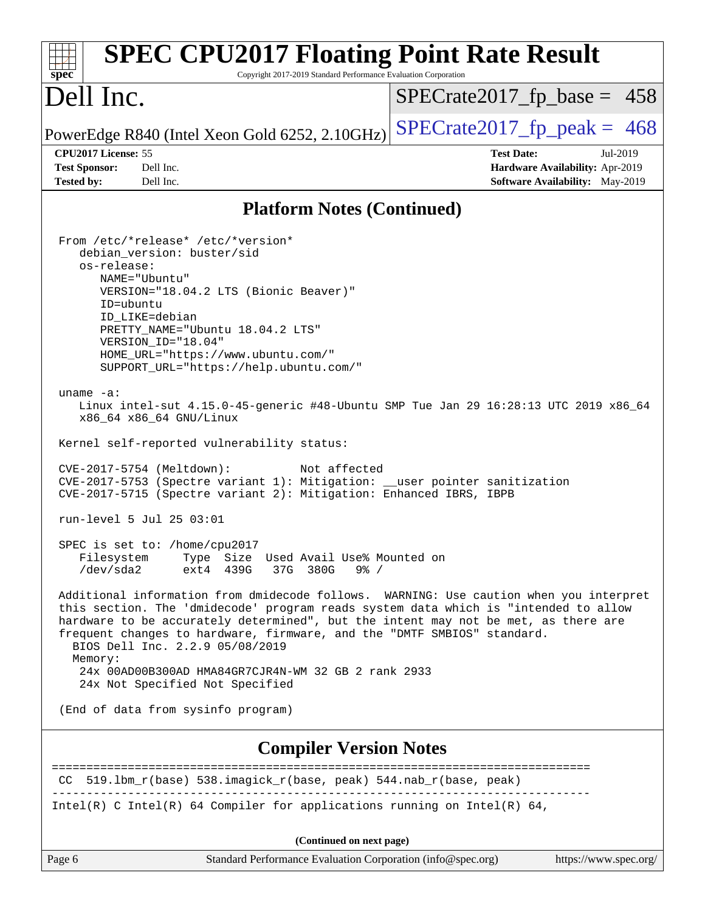## Platform Notes (Continued)

```
From /etc/*release* /etc/*version*
   debian_version: buster/sid
   os-release:
      NAME="Ubuntu"
      VERSION="18.04.2 LTS (Bionic Beaver)"
      ID=ubuntu
      ID_LIKE=debian
      PRETTY_NAME="Ubuntu 18.04.2 LTS"
      VERSION_ID="18.04"
      HOME_URL="https://www.ubuntu.com/"
      SUPPORT_URL="https://help.ubuntu.com/"

uname -a:
   Linux intel-sut 4.15.0-45-generic #48-Ubuntu SMP Tue Jan 29 16:28:13 UTC 2019 x86_64
   x86_64 x86_64 GNU/Linux

Kernel self-reported vulnerability status:

CVE-2017-5754 (Meltdown):          Not affected
CVE-2017-5753 (Spectre variant 1): Mitigation: __user pointer sanitization
CVE-2017-5715 (Spectre variant 2): Mitigation: Enhanced IBRS, IBPB

run-level 5 Jul 25 03:01

SPEC is set to: /home/cpu2017
   Filesystem     Type  Size  Used Avail Use% Mounted on
   /dev/sda2      ext4  439G   37G  380G   9% /

Additional information from dmidecode follows.  WARNING: Use caution when you interpret
this section. The 'dmidecode' program reads system data which is "intended to allow
hardware to be accurately determined", but the intent may not be met, as there are
frequent changes to hardware, firmware, and the "DMTF SMBIOS" standard.
  BIOS Dell Inc. 2.2.9 05/08/2019
  Memory:
   24x 00AD00B300AD HMA84GR7CJR4N-WM 32 GB 2 rank 2933
   24x Not Specified Not Specified

(End of data from sysinfo program)
```

## Compiler Version Notes

```
==============================================================================
 CC  519.lbm_r(base) 538.imagick_r(base, peak) 544.nab_r(base, peak)
------------------------------------------------------------------------------
Intel(R) C Intel(R) 64 Compiler for applications running on Intel(R) 64,
```

(Continued on next page)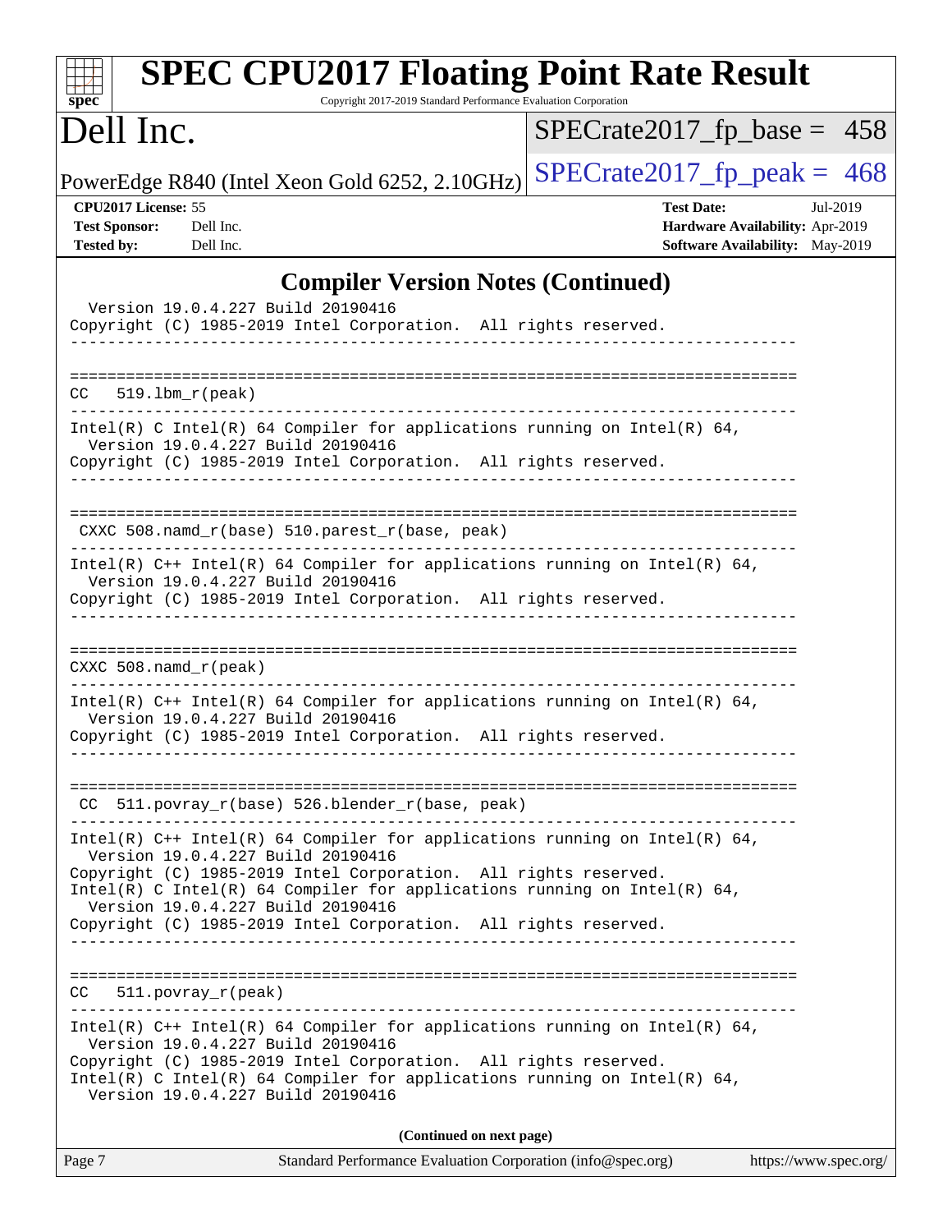# Compiler Version Notes (Continued)

```
  Version 19.0.4.227 Build 20190416
Copyright (C) 1985-2019 Intel Corporation.  All rights reserved.
------------------------------------------------------------------------------

==============================================================================
CC   519.lbm_r(peak)
------------------------------------------------------------------------------
Intel(R) C Intel(R) 64 Compiler for applications running on Intel(R) 64,
  Version 19.0.4.227 Build 20190416
Copyright (C) 1985-2019 Intel Corporation.  All rights reserved.
------------------------------------------------------------------------------

==============================================================================
 CXXC 508.namd_r(base) 510.parest_r(base, peak)
------------------------------------------------------------------------------
Intel(R) C++ Intel(R) 64 Compiler for applications running on Intel(R) 64,
  Version 19.0.4.227 Build 20190416
Copyright (C) 1985-2019 Intel Corporation.  All rights reserved.
------------------------------------------------------------------------------

==============================================================================
CXXC 508.namd_r(peak)
------------------------------------------------------------------------------
Intel(R) C++ Intel(R) 64 Compiler for applications running on Intel(R) 64,
  Version 19.0.4.227 Build 20190416
Copyright (C) 1985-2019 Intel Corporation.  All rights reserved.
------------------------------------------------------------------------------

==============================================================================
 CC  511.povray_r(base) 526.blender_r(base, peak)
------------------------------------------------------------------------------
Intel(R) C++ Intel(R) 64 Compiler for applications running on Intel(R) 64,
  Version 19.0.4.227 Build 20190416
Copyright (C) 1985-2019 Intel Corporation.  All rights reserved.
Intel(R) C Intel(R) 64 Compiler for applications running on Intel(R) 64,
  Version 19.0.4.227 Build 20190416
Copyright (C) 1985-2019 Intel Corporation.  All rights reserved.
------------------------------------------------------------------------------

==============================================================================
CC   511.povray_r(peak)
------------------------------------------------------------------------------
Intel(R) C++ Intel(R) 64 Compiler for applications running on Intel(R) 64,
  Version 19.0.4.227 Build 20190416
Copyright (C) 1985-2019 Intel Corporation.  All rights reserved.
Intel(R) C Intel(R) 64 Compiler for applications running on Intel(R) 64,
  Version 19.0.4.227 Build 20190416
```

**(Continued on next page)**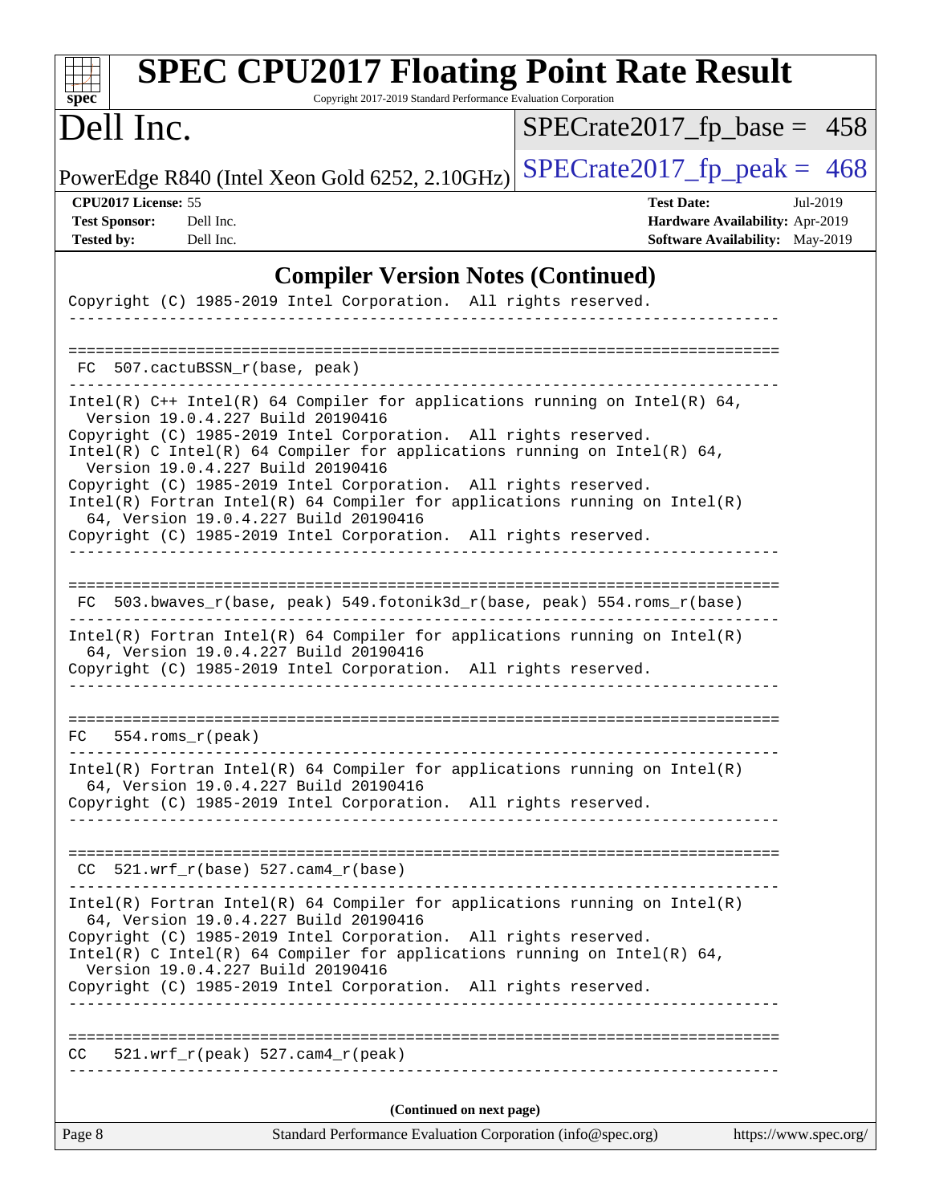# SPEC CPU2017 Floating Point Rate Result

Copyright 2017-2019 Standard Performance Evaluation Corporation

**Dell Inc.**

PowerEdge R840 (Intel Xeon Gold 6252, 2.10GHz)

SPECrate2017_fp_base = 458

SPECrate2017_fp_peak = 468

**CPU2017 License:** 55
**Test Sponsor:** Dell Inc.
**Tested by:** Dell Inc.

**Test Date:** Jul-2019
**Hardware Availability:** Apr-2019
**Software Availability:** May-2019

## Compiler Version Notes (Continued)

```
Copyright (C) 1985-2019 Intel Corporation.  All rights reserved.
------------------------------------------------------------------------------

==============================================================================
 FC  507.cactuBSSN_r(base, peak)
------------------------------------------------------------------------------
Intel(R) C++ Intel(R) 64 Compiler for applications running on Intel(R) 64,
  Version 19.0.4.227 Build 20190416
Copyright (C) 1985-2019 Intel Corporation.  All rights reserved.
Intel(R) C Intel(R) 64 Compiler for applications running on Intel(R) 64,
  Version 19.0.4.227 Build 20190416
Copyright (C) 1985-2019 Intel Corporation.  All rights reserved.
Intel(R) Fortran Intel(R) 64 Compiler for applications running on Intel(R)
  64, Version 19.0.4.227 Build 20190416
Copyright (C) 1985-2019 Intel Corporation.  All rights reserved.
------------------------------------------------------------------------------

==============================================================================
 FC  503.bwaves_r(base, peak) 549.fotonik3d_r(base, peak) 554.roms_r(base)
------------------------------------------------------------------------------
Intel(R) Fortran Intel(R) 64 Compiler for applications running on Intel(R)
  64, Version 19.0.4.227 Build 20190416
Copyright (C) 1985-2019 Intel Corporation.  All rights reserved.
------------------------------------------------------------------------------

==============================================================================
FC   554.roms_r(peak)
------------------------------------------------------------------------------
Intel(R) Fortran Intel(R) 64 Compiler for applications running on Intel(R)
  64, Version 19.0.4.227 Build 20190416
Copyright (C) 1985-2019 Intel Corporation.  All rights reserved.
------------------------------------------------------------------------------

==============================================================================
 CC  521.wrf_r(base) 527.cam4_r(base)
------------------------------------------------------------------------------
Intel(R) Fortran Intel(R) 64 Compiler for applications running on Intel(R)
  64, Version 19.0.4.227 Build 20190416
Copyright (C) 1985-2019 Intel Corporation.  All rights reserved.
Intel(R) C Intel(R) 64 Compiler for applications running on Intel(R) 64,
  Version 19.0.4.227 Build 20190416
Copyright (C) 1985-2019 Intel Corporation.  All rights reserved.
------------------------------------------------------------------------------

==============================================================================
CC   521.wrf_r(peak) 527.cam4_r(peak)
------------------------------------------------------------------------------
```

**(Continued on next page)**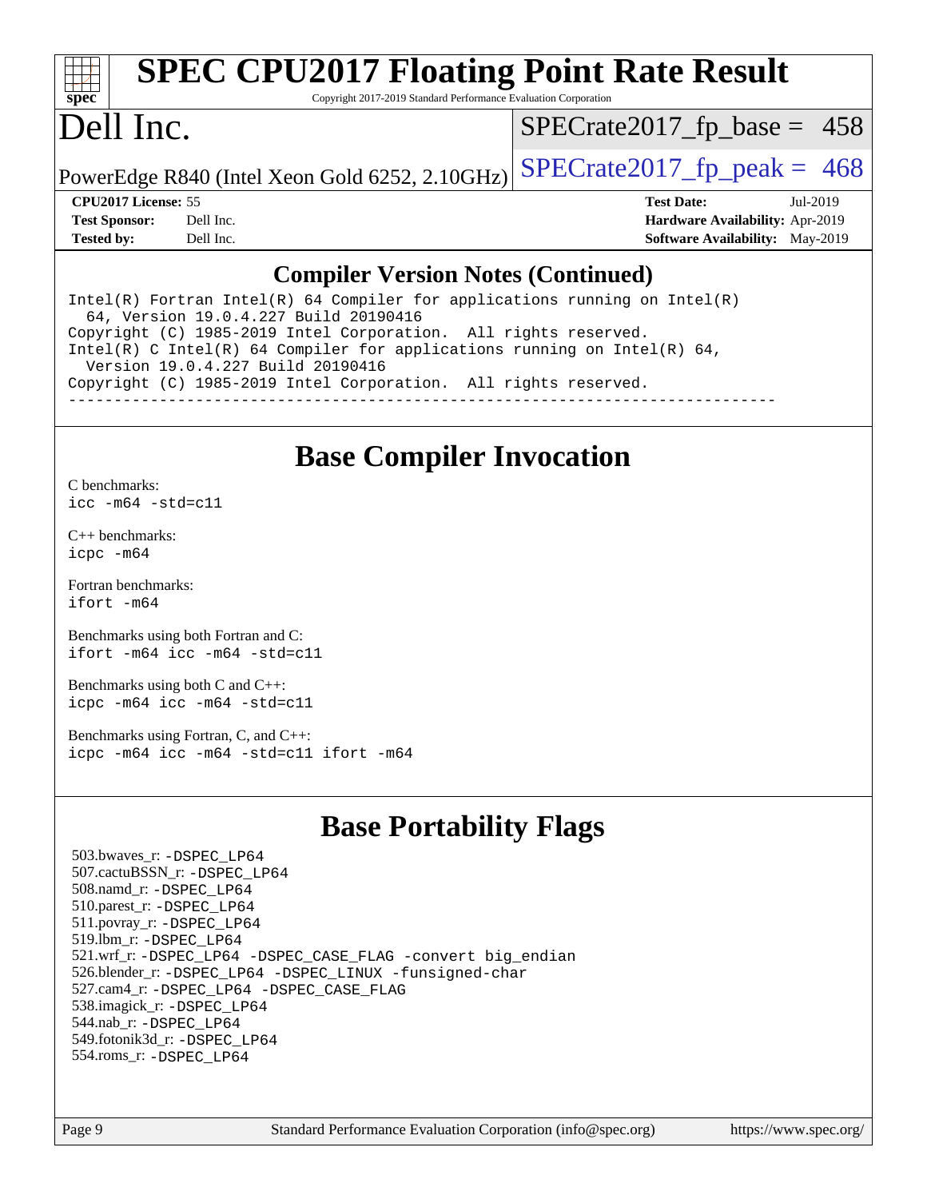# SPEC CPU2017 Floating Point Rate Result

Copyright 2017-2019 Standard Performance Evaluation Corporation

# Dell Inc.

PowerEdge R840 (Intel Xeon Gold 6252, 2.10GHz)

SPECrate2017_fp_base = 458

SPECrate2017_fp_peak = 468

**CPU2017 License:** 55
**Test Sponsor:** Dell Inc.
**Tested by:** Dell Inc.

**Test Date:** Jul-2019
**Hardware Availability:** Apr-2019
**Software Availability:** May-2019

## Compiler Version Notes (Continued)

```
Intel(R) Fortran Intel(R) 64 Compiler for applications running on Intel(R)
  64, Version 19.0.4.227 Build 20190416
Copyright (C) 1985-2019 Intel Corporation.  All rights reserved.
Intel(R) C Intel(R) 64 Compiler for applications running on Intel(R) 64,
  Version 19.0.4.227 Build 20190416
Copyright (C) 1985-2019 Intel Corporation.  All rights reserved.
------------------------------------------------------------------------------
```

## Base Compiler Invocation

C benchmarks:
`icc -m64 -std=c11`

C++ benchmarks:
`icpc -m64`

Fortran benchmarks:
`ifort -m64`

Benchmarks using both Fortran and C:
`ifort -m64 icc -m64 -std=c11`

Benchmarks using both C and C++:
`icpc -m64 icc -m64 -std=c11`

Benchmarks using Fortran, C, and C++:
`icpc -m64 icc -m64 -std=c11 ifort -m64`

## Base Portability Flags

503.bwaves_r: -DSPEC_LP64
507.cactuBSSN_r: -DSPEC_LP64
508.namd_r: -DSPEC_LP64
510.parest_r: -DSPEC_LP64
511.povray_r: -DSPEC_LP64
519.lbm_r: -DSPEC_LP64
521.wrf_r: -DSPEC_LP64 -DSPEC_CASE_FLAG -convert big_endian
526.blender_r: -DSPEC_LP64 -DSPEC_LINUX -funsigned-char
527.cam4_r: -DSPEC_LP64 -DSPEC_CASE_FLAG
538.imagick_r: -DSPEC_LP64
544.nab_r: -DSPEC_LP64
549.fotonik3d_r: -DSPEC_LP64
554.roms_r: -DSPEC_LP64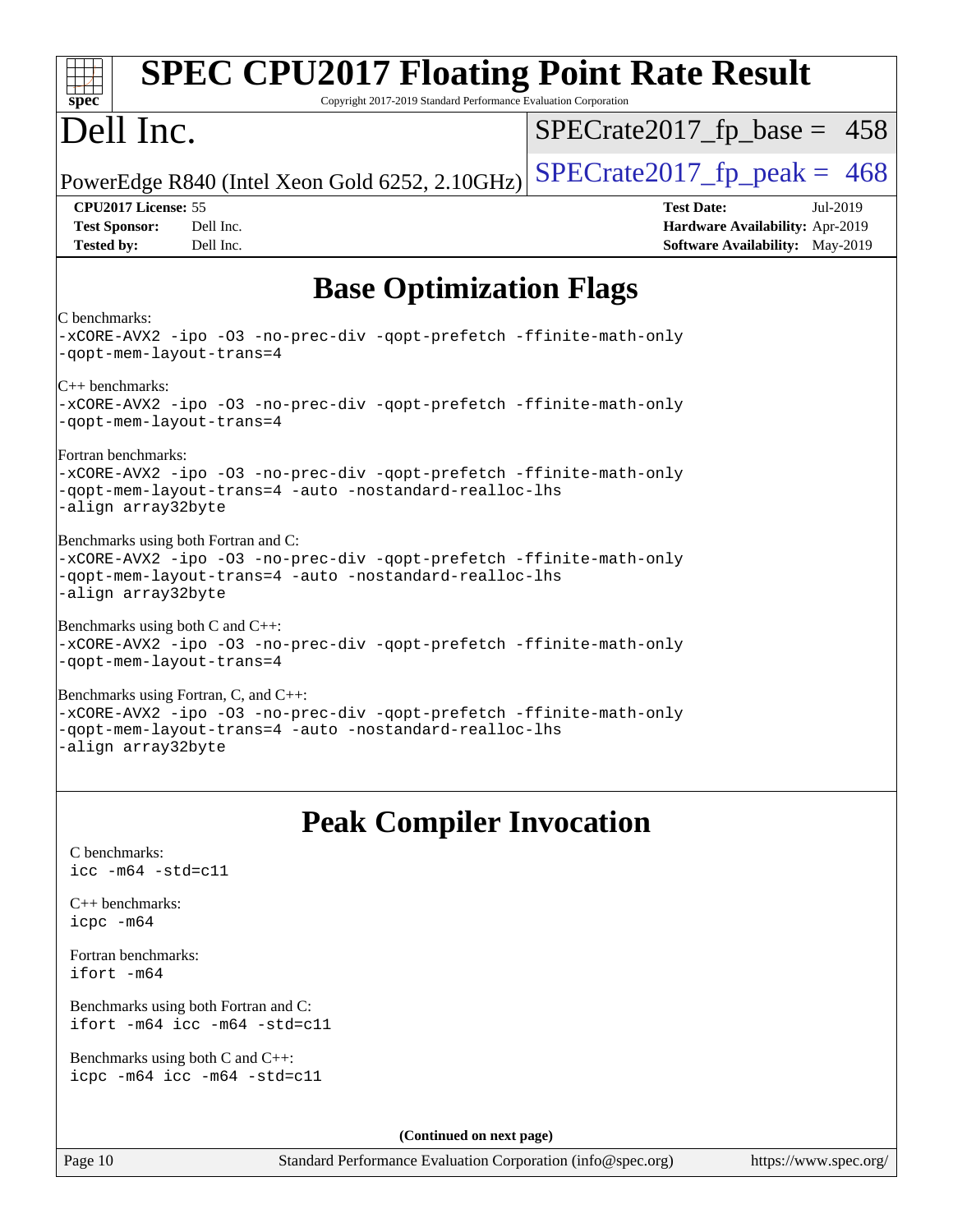# Base Optimization Flags

C benchmarks:
```
-xCORE-AVX2 -ipo -O3 -no-prec-div -qopt-prefetch -ffinite-math-only
-qopt-mem-layout-trans=4
```

C++ benchmarks:
```
-xCORE-AVX2 -ipo -O3 -no-prec-div -qopt-prefetch -ffinite-math-only
-qopt-mem-layout-trans=4
```

Fortran benchmarks:
```
-xCORE-AVX2 -ipo -O3 -no-prec-div -qopt-prefetch -ffinite-math-only
-qopt-mem-layout-trans=4 -auto -nostandard-realloc-lhs
-align array32byte
```

Benchmarks using both Fortran and C:
```
-xCORE-AVX2 -ipo -O3 -no-prec-div -qopt-prefetch -ffinite-math-only
-qopt-mem-layout-trans=4 -auto -nostandard-realloc-lhs
-align array32byte
```

Benchmarks using both C and C++:
```
-xCORE-AVX2 -ipo -O3 -no-prec-div -qopt-prefetch -ffinite-math-only
-qopt-mem-layout-trans=4
```

Benchmarks using Fortran, C, and C++:
```
-xCORE-AVX2 -ipo -O3 -no-prec-div -qopt-prefetch -ffinite-math-only
-qopt-mem-layout-trans=4 -auto -nostandard-realloc-lhs
-align array32byte
```

# Peak Compiler Invocation

C benchmarks:
```
icc -m64 -std=c11
```

C++ benchmarks:
```
icpc -m64
```

Fortran benchmarks:
```
ifort -m64
```

Benchmarks using both Fortran and C:
```
ifort -m64 icc -m64 -std=c11
```

Benchmarks using both C and C++:
```
icpc -m64 icc -m64 -std=c11
```

**(Continued on next page)**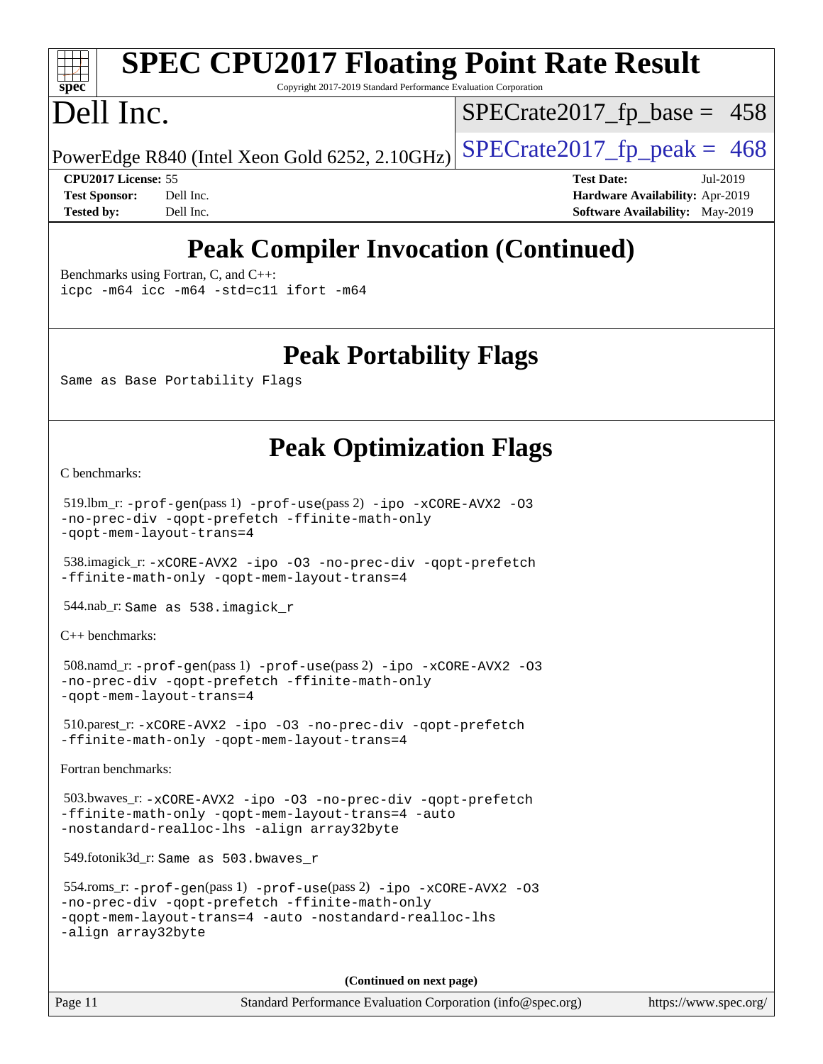# Peak Compiler Invocation (Continued)

Benchmarks using Fortran, C, and C++:
```
icpc -m64 icc -m64 -std=c11 ifort -m64
```

# Peak Portability Flags

Same as Base Portability Flags

# Peak Optimization Flags

C benchmarks:

519.lbm_r: -prof-gen(pass 1) -prof-use(pass 2) -ipo -xCORE-AVX2 -O3 -no-prec-div -qopt-prefetch -ffinite-math-only -qopt-mem-layout-trans=4

538.imagick_r: -xCORE-AVX2 -ipo -O3 -no-prec-div -qopt-prefetch -ffinite-math-only -qopt-mem-layout-trans=4

544.nab_r: Same as 538.imagick_r

C++ benchmarks:

508.namd_r: -prof-gen(pass 1) -prof-use(pass 2) -ipo -xCORE-AVX2 -O3 -no-prec-div -qopt-prefetch -ffinite-math-only -qopt-mem-layout-trans=4

510.parest_r: -xCORE-AVX2 -ipo -O3 -no-prec-div -qopt-prefetch -ffinite-math-only -qopt-mem-layout-trans=4

Fortran benchmarks:

503.bwaves_r: -xCORE-AVX2 -ipo -O3 -no-prec-div -qopt-prefetch -ffinite-math-only -qopt-mem-layout-trans=4 -auto -nostandard-realloc-lhs -align array32byte

549.fotonik3d_r: Same as 503.bwaves_r

554.roms_r: -prof-gen(pass 1) -prof-use(pass 2) -ipo -xCORE-AVX2 -O3 -no-prec-div -qopt-prefetch -ffinite-math-only -qopt-mem-layout-trans=4 -auto -nostandard-realloc-lhs -align array32byte

**(Continued on next page)**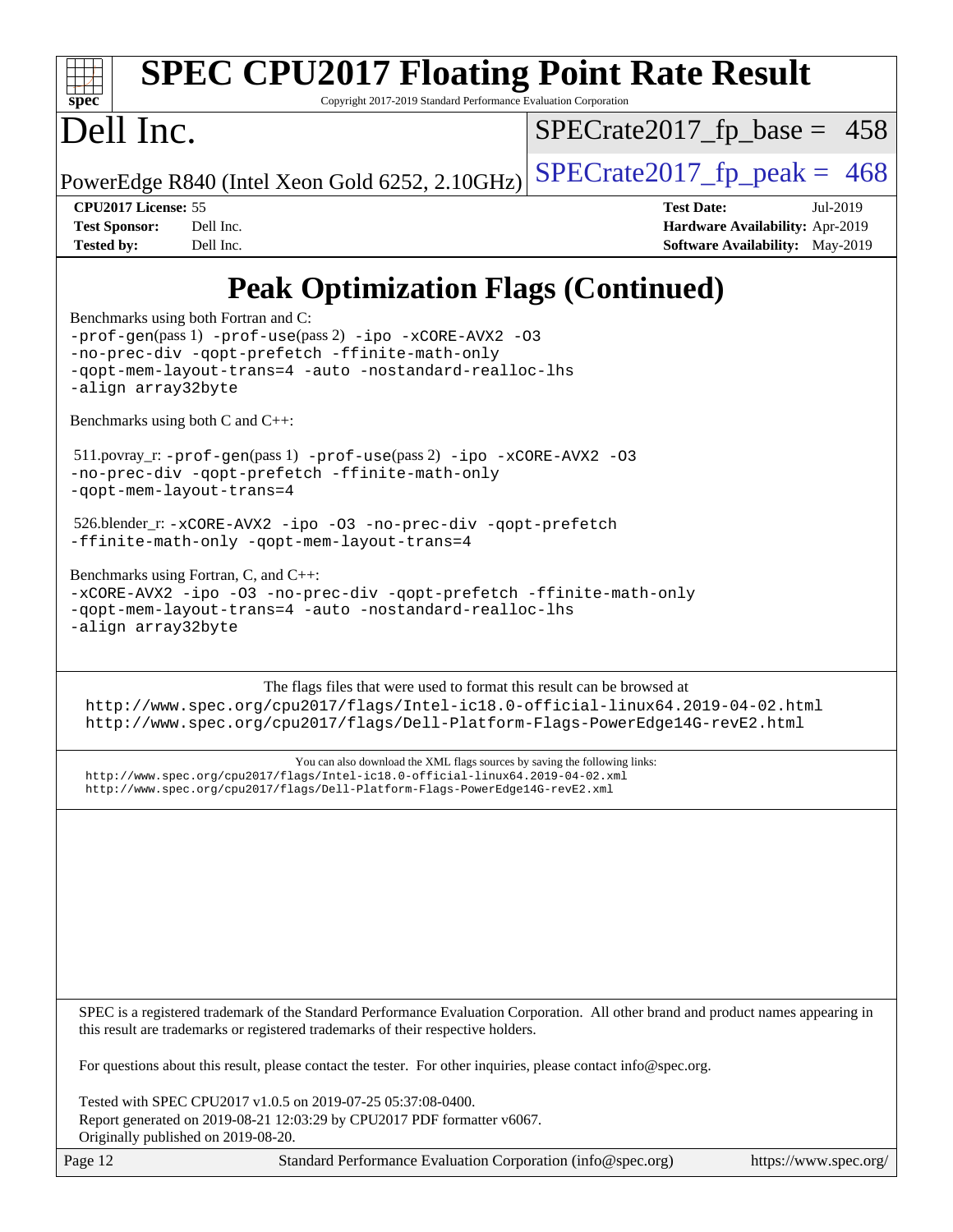# Peak Optimization Flags (Continued)

Benchmarks using both Fortran and C:

-prof-gen(pass 1) -prof-use(pass 2) -ipo -xCORE-AVX2 -O3 -no-prec-div -qopt-prefetch -ffinite-math-only -qopt-mem-layout-trans=4 -auto -nostandard-realloc-lhs -align array32byte

Benchmarks using both C and C++:

511.povray_r: -prof-gen(pass 1) -prof-use(pass 2) -ipo -xCORE-AVX2 -O3 -no-prec-div -qopt-prefetch -ffinite-math-only -qopt-mem-layout-trans=4

526.blender_r: -xCORE-AVX2 -ipo -O3 -no-prec-div -qopt-prefetch -ffinite-math-only -qopt-mem-layout-trans=4

Benchmarks using Fortran, C, and C++:

-xCORE-AVX2 -ipo -O3 -no-prec-div -qopt-prefetch -ffinite-math-only -qopt-mem-layout-trans=4 -auto -nostandard-realloc-lhs -align array32byte

The flags files that were used to format this result can be browsed at

http://www.spec.org/cpu2017/flags/Intel-ic18.0-official-linux64.2019-04-02.html

http://www.spec.org/cpu2017/flags/Dell-Platform-Flags-PowerEdge14G-revE2.html

You can also download the XML flags sources by saving the following links:

http://www.spec.org/cpu2017/flags/Intel-ic18.0-official-linux64.2019-04-02.xml

http://www.spec.org/cpu2017/flags/Dell-Platform-Flags-PowerEdge14G-revE2.xml

SPEC is a registered trademark of the Standard Performance Evaluation Corporation. All other brand and product names appearing in this result are trademarks or registered trademarks of their respective holders.

For questions about this result, please contact the tester. For other inquiries, please contact info@spec.org.

Tested with SPEC CPU2017 v1.0.5 on 2019-07-25 05:37:08-0400.
Report generated on 2019-08-21 12:03:29 by CPU2017 PDF formatter v6067.
Originally published on 2019-08-20.